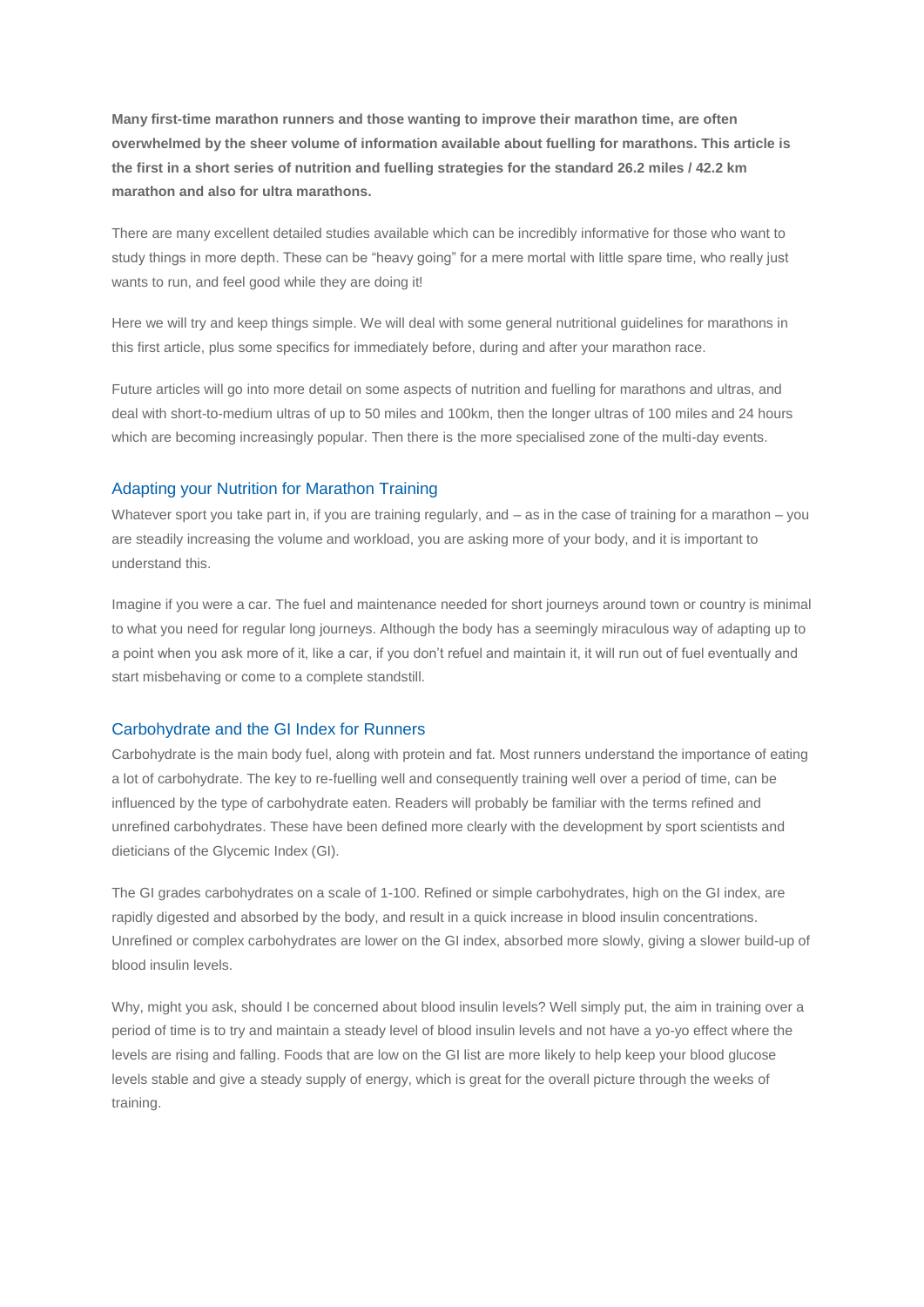**Many first-time marathon runners and those wanting to improve their marathon time, are often overwhelmed by the sheer volume of information available about fuelling for marathons. This article is the first in a short series of nutrition and fuelling strategies for the standard 26.2 miles / 42.2 km marathon and also for ultra marathons.**

There are many excellent detailed studies available which can be incredibly informative for those who want to study things in more depth. These can be "heavy going" for a mere mortal with little spare time, who really just wants to run, and feel good while they are doing it!

Here we will try and keep things simple. We will deal with some general nutritional guidelines for marathons in this first article, plus some specifics for immediately before, during and after your marathon race.

Future articles will go into more detail on some aspects of nutrition and fuelling for marathons and ultras, and deal with short-to-medium ultras of up to 50 miles and 100km, then the longer ultras of 100 miles and 24 hours which are becoming increasingly popular. Then there is the more specialised zone of the multi-day events.

## Adapting your Nutrition for Marathon Training

Whatever sport you take part in, if you are training regularly, and – as in the case of training for a marathon – you are steadily increasing the volume and workload, you are asking more of your body, and it is important to understand this.

Imagine if you were a car. The fuel and maintenance needed for short journeys around town or country is minimal to what you need for regular long journeys. Although the body has a seemingly miraculous way of adapting up to a point when you ask more of it, like a car, if you don't refuel and maintain it, it will run out of fuel eventually and start misbehaving or come to a complete standstill.

## Carbohydrate and the GI Index for Runners

Carbohydrate is the main body fuel, along with protein and fat. Most runners understand the importance of eating a lot of carbohydrate. The key to re-fuelling well and consequently training well over a period of time, can be influenced by the type of carbohydrate eaten. Readers will probably be familiar with the terms refined and unrefined carbohydrates. These have been defined more clearly with the development by sport scientists and dieticians of the Glycemic Index (GI).

The GI grades carbohydrates on a scale of 1-100. Refined or simple carbohydrates, high on the GI index, are rapidly digested and absorbed by the body, and result in a quick increase in blood insulin concentrations. Unrefined or complex carbohydrates are lower on the GI index, absorbed more slowly, giving a slower build-up of blood insulin levels.

Why, might you ask, should I be concerned about blood insulin levels? Well simply put, the aim in training over a period of time is to try and maintain a steady level of blood insulin levels and not have a yo-yo effect where the levels are rising and falling. Foods that are low on the GI list are more likely to help keep your blood glucose levels stable and give a steady supply of energy, which is great for the overall picture through the weeks of training.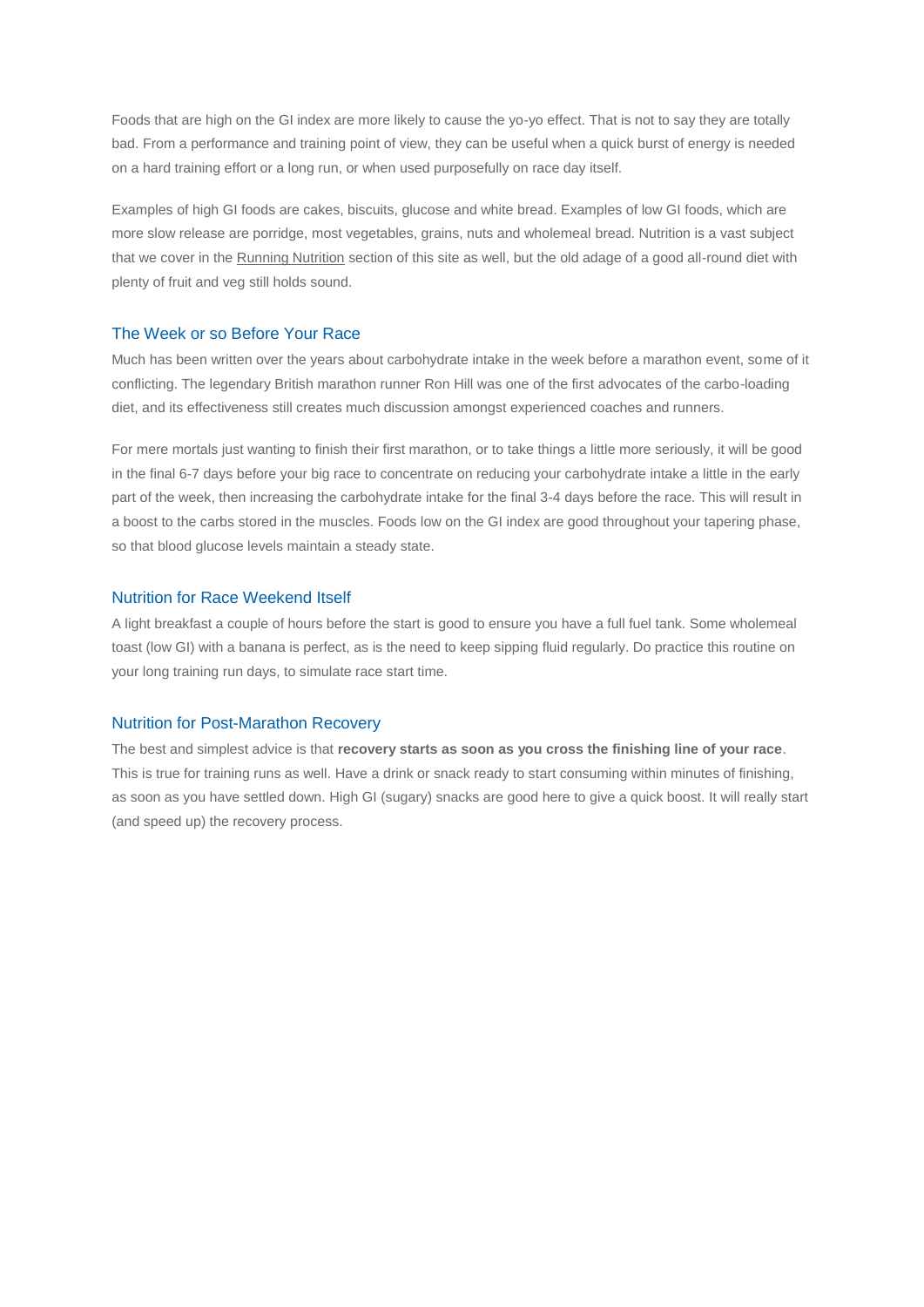Foods that are high on the GI index are more likely to cause the yo-yo effect. That is not to say they are totally bad. From a performance and training point of view, they can be useful when a quick burst of energy is needed on a hard training effort or a long run, or when used purposefully on race day itself.

Examples of high GI foods are cakes, biscuits, glucose and white bread. Examples of low GI foods, which are more slow release are porridge, most vegetables, grains, nuts and wholemeal bread. Nutrition is a vast subject that we cover in the Running Nutrition section of this site as well, but the old adage of a good all-round diet with plenty of fruit and veg still holds sound.

## The Week or so Before Your Race

Much has been written over the years about carbohydrate intake in the week before a marathon event, some of it conflicting. The legendary British marathon runner Ron Hill was one of the first advocates of the carbo-loading diet, and its effectiveness still creates much discussion amongst experienced coaches and runners.

For mere mortals just wanting to finish their first marathon, or to take things a little more seriously, it will be good in the final 6-7 days before your big race to concentrate on reducing your carbohydrate intake a little in the early part of the week, then increasing the carbohydrate intake for the final 3-4 days before the race. This will result in a boost to the carbs stored in the muscles. Foods low on the GI index are good throughout your tapering phase, so that blood glucose levels maintain a steady state.

## Nutrition for Race Weekend Itself

A light breakfast a couple of hours before the start is good to ensure you have a full fuel tank. Some wholemeal toast (low GI) with a banana is perfect, as is the need to keep sipping fluid regularly. Do practice this routine on your long training run days, to simulate race start time.

## Nutrition for Post-Marathon Recovery

The best and simplest advice is that **recovery starts as soon as you cross the finishing line of your race**. This is true for training runs as well. Have a drink or snack ready to start consuming within minutes of finishing, as soon as you have settled down. High GI (sugary) snacks are good here to give a quick boost. It will really start (and speed up) the recovery process.